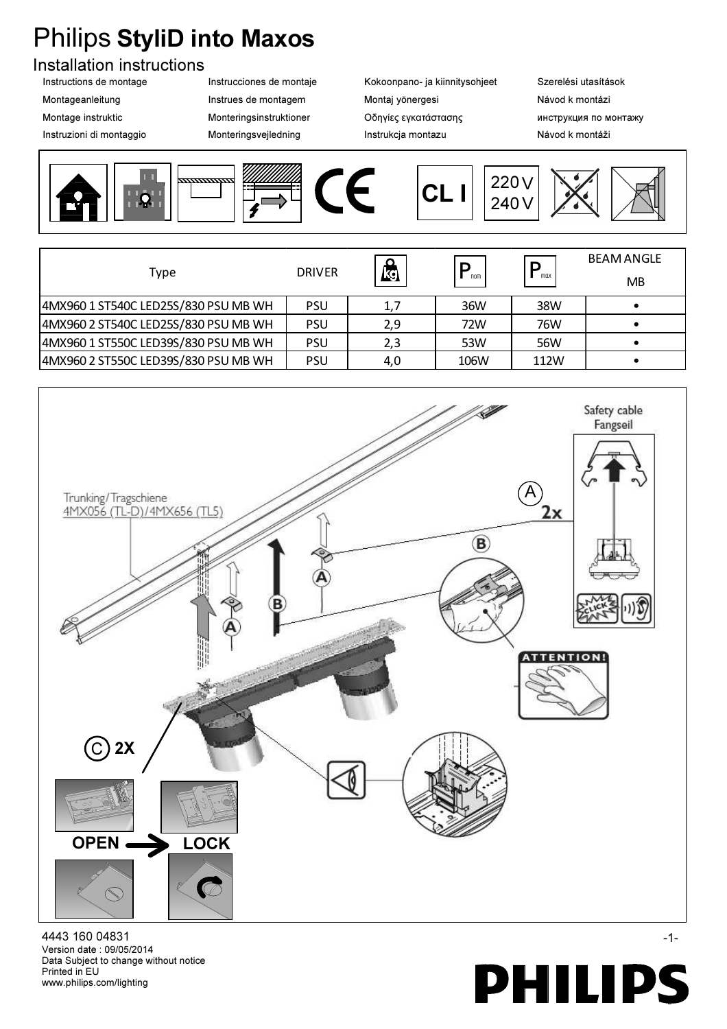# Philips **StyliD into Maxos**

## Installation instructions

Instructions de montage
Montageanleitung
Montage instruktic
Instruzioni di montaggio
Instrucciones de montaje
Instrues de montagem
Monteringsinstruktioner
Monteringsvejledning
Kokoonpano- ja kiinnitysohjeet
Montaj yönergesi
Οδηγίες εγκατάστασης
Instrukcja montazu
Szerelési utasítások
Návod k montázi
инструкция по монтажу
Návod k montáži

CE  CL I  220V 240V

| Type | DRIVER | kg | $P_{nom}$ | $P_{max}$ | BEAM ANGLE MB |
|---|---|---|---|---|---|
| 4MX960 1 ST540C LED25S/830 PSU MB WH | PSU | 1,7 | 36W | 38W | • |
| 4MX960 2 ST540C LED25S/830 PSU MB WH | PSU | 2,9 | 72W | 76W | • |
| 4MX960 1 ST550C LED39S/830 PSU MB WH | PSU | 2,3 | 53W | 56W | • |
| 4MX960 2 ST550C LED39S/830 PSU MB WH | PSU | 4,0 | 106W | 112W | • |

Trunking/Tragschiene
4MX056 (TL-D)/4MX656 (TL5)

Safety cable
Fangseil

A 2x

B

C 2X

OPEN → LOCK

ATTENTION!

4443 160 04831
Version date : 09/05/2014
Data Subject to change without notice
Printed in EU
www.philips.com/lighting

PHILIPS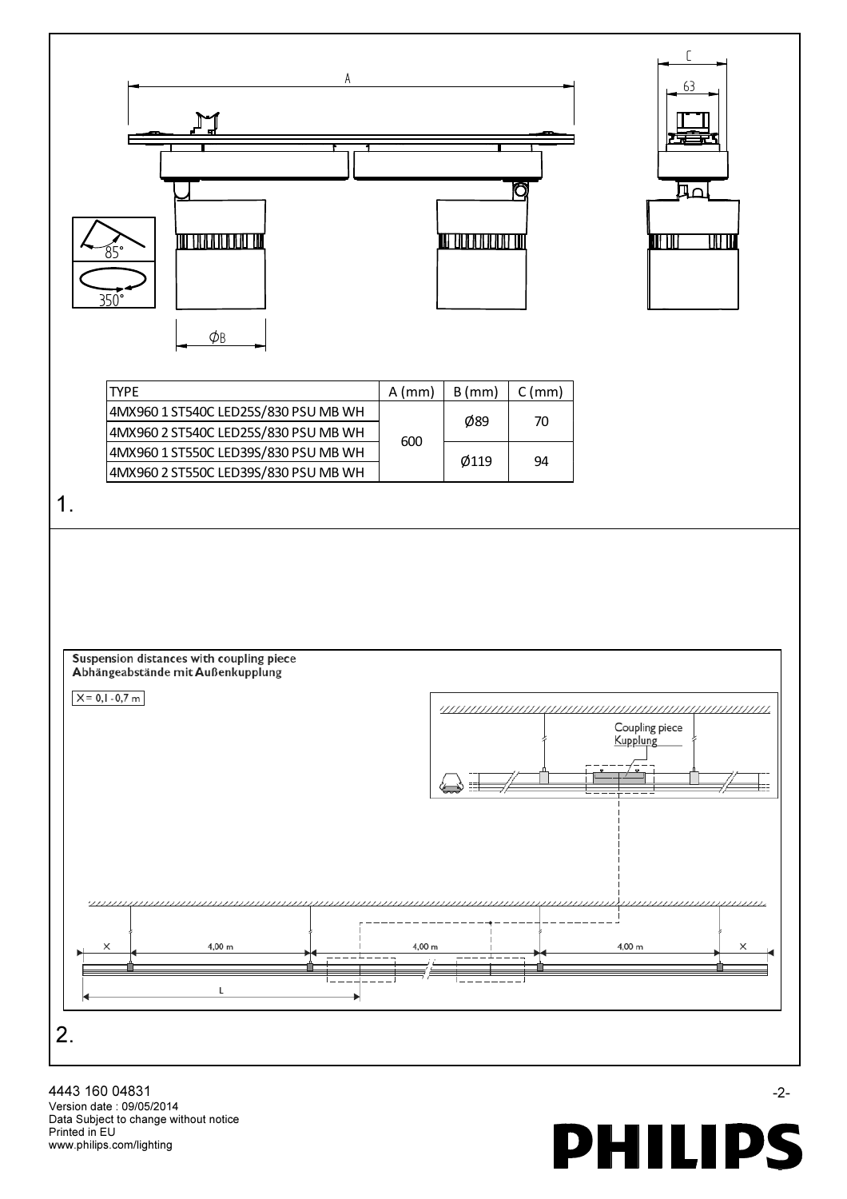| TYPE | A (mm) | B (mm) | C (mm) |
|---|---|---|---|
| 4MX960 1 ST540C LED25S/830 PSU MB WH | 600 | Ø89 | 70 |
| 4MX960 2 ST540C LED25S/830 PSU MB WH | | | |
| 4MX960 1 ST550C LED39S/830 PSU MB WH | | Ø119 | 94 |
| 4MX960 2 ST550C LED39S/830 PSU MB WH | | | |

1.

**Suspension distances with coupling piece**
**Abhängeabstände mit Außenkupplung**

X = 0,1 - 0,7 m

Coupling piece
Kupplung

x — 4,00 m — 4,00 m — 4,00 m — x

L

2.

4443 160 04831
Version date : 09/05/2014
Data Subject to change without notice
Printed in EU
www.philips.com/lighting

PHILIPS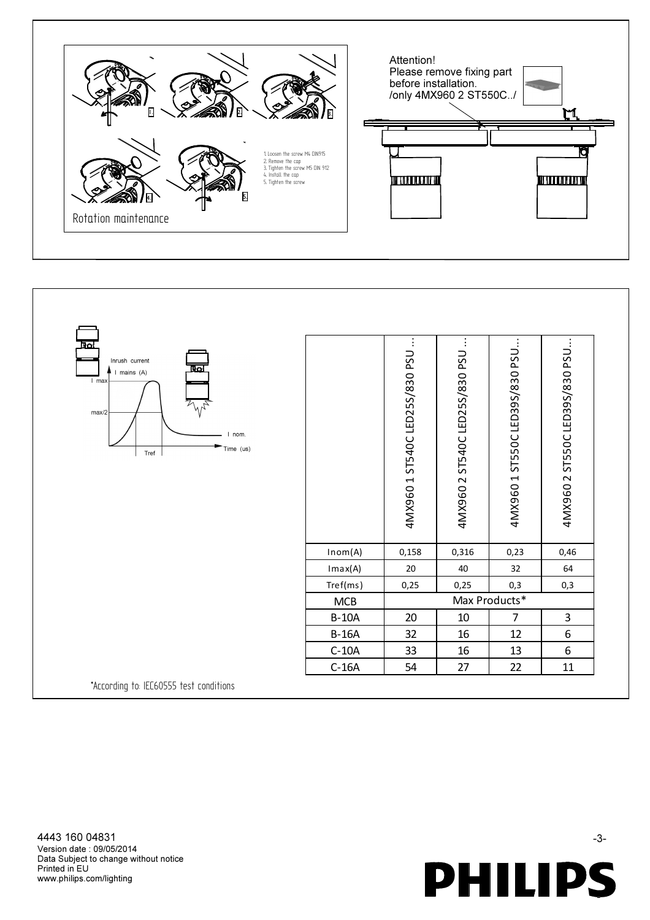1. Loosen the screw M4 DIN915
2. Remove the cap
3. Tighten the screw M5 DIN 912
4. Install the cap
5. Tighten the screw

Rotation maintenance

Attention!
Please remove fixing part before installation.
/only 4MX960 2 ST550C../

Inrush current
I mains (A)
I max
max/2
I nom.
Tref
Time (us)

| | 4MX960 1 ST540C LED25S/830 PSU ... | 4MX960 2 ST540C LED25S/830 PSU ... | 4MX960 1 ST550C LED39S/830 PSU... | 4MX960 2 ST550C LED39S/830 PSU... |
|---|---|---|---|---|
| Inom(A) | 0,158 | 0,316 | 0,23 | 0,46 |
| Imax(A) | 20 | 40 | 32 | 64 |
| Tref(ms) | 0,25 | 0,25 | 0,3 | 0,3 |
| MCB | Max Products* | | | |
| B-10A | 20 | 10 | 7 | 3 |
| B-16A | 32 | 16 | 12 | 6 |
| C-10A | 33 | 16 | 13 | 6 |
| C-16A | 54 | 27 | 22 | 11 |

*According to: IEC60555 test conditions

4443 160 04831
Version date : 09/05/2014
Data Subject to change without notice
Printed in EU
www.philips.com/lighting

PHILIPS